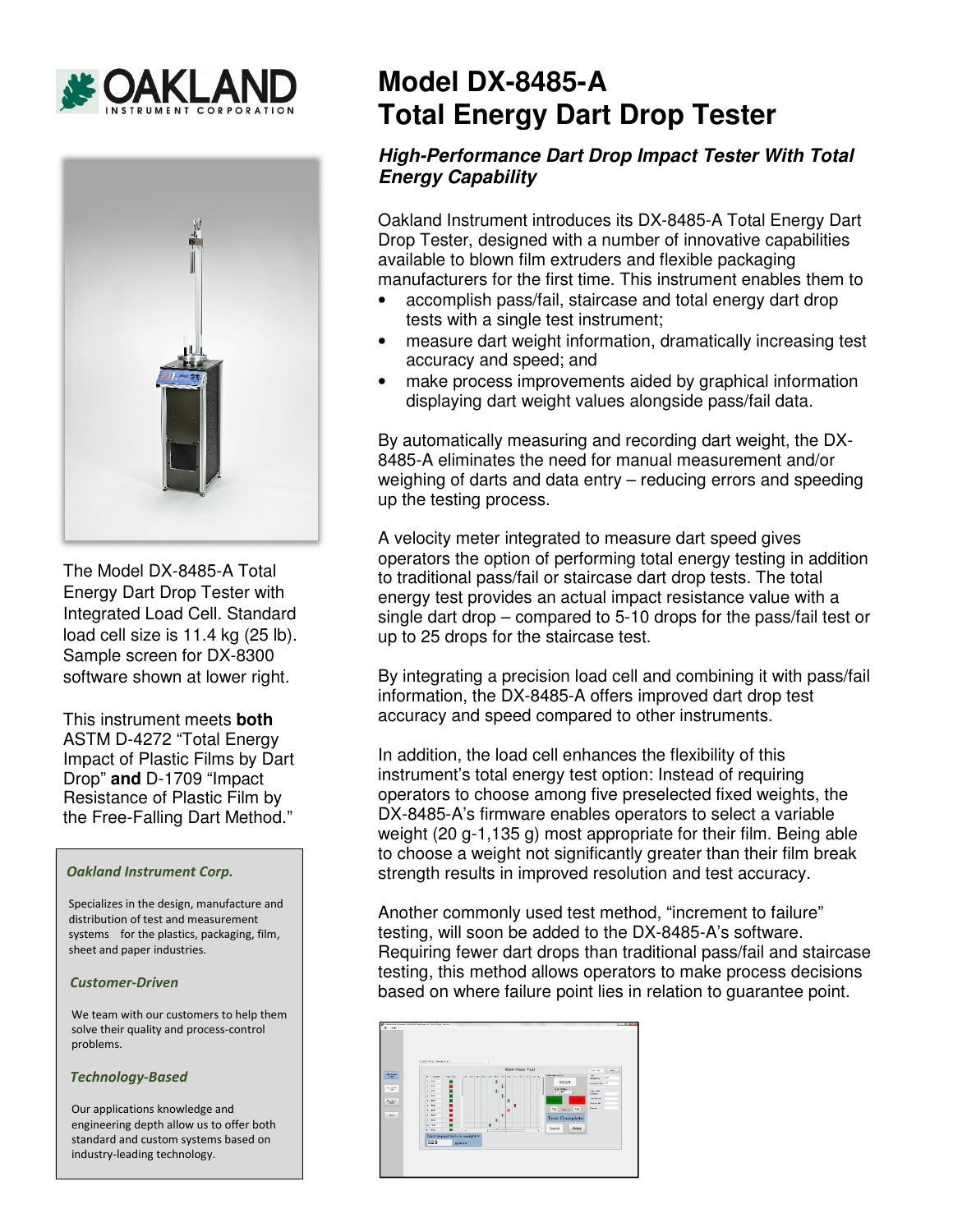OAKLAND INSTRUMENT CORPORATION

# Model DX-8485-A Total Energy Dart Drop Tester

### *High-Performance Dart Drop Impact Tester With Total Energy Capability*

Oakland Instrument introduces its DX-8485-A Total Energy Dart Drop Tester, designed with a number of innovative capabilities available to blown film extruders and flexible packaging manufacturers for the first time. This instrument enables them to

- accomplish pass/fail, staircase and total energy dart drop tests with a single test instrument;
- measure dart weight information, dramatically increasing test accuracy and speed; and
- make process improvements aided by graphical information displaying dart weight values alongside pass/fail data.

By automatically measuring and recording dart weight, the DX-8485-A eliminates the need for manual measurement and/or weighing of darts and data entry – reducing errors and speeding up the testing process.

A velocity meter integrated to measure dart speed gives operators the option of performing total energy testing in addition to traditional pass/fail or staircase dart drop tests. The total energy test provides an actual impact resistance value with a single dart drop – compared to 5-10 drops for the pass/fail test or up to 25 drops for the staircase test.

By integrating a precision load cell and combining it with pass/fail information, the DX-8485-A offers improved dart drop test accuracy and speed compared to other instruments.

In addition, the load cell enhances the flexibility of this instrument's total energy test option: Instead of requiring operators to choose among five preselected fixed weights, the DX-8485-A's firmware enables operators to select a variable weight (20 g-1,135 g) most appropriate for their film. Being able to choose a weight not significantly greater than their film break strength results in improved resolution and test accuracy.

Another commonly used test method, "increment to failure" testing, will soon be added to the DX-8485-A's software. Requiring fewer dart drops than traditional pass/fail and staircase testing, this method allows operators to make process decisions based on where failure point lies in relation to guarantee point.

The Model DX-8485-A Total Energy Dart Drop Tester with Integrated Load Cell. Standard load cell size is 11.4 kg (25 lb). Sample screen for DX-8300 software shown at lower right.

This instrument meets **both** ASTM D-4272 "Total Energy Impact of Plastic Films by Dart Drop" **and** D-1709 "Impact Resistance of Plastic Film by the Free-Falling Dart Method."

***Oakland Instrument Corp.***

Specializes in the design, manufacture and distribution of test and measurement systems for the plastics, packaging, film, sheet and paper industries.

***Customer-Driven***

We team with our customers to help them solve their quality and process-control problems.

***Technology-Based***

Our applications knowledge and engineering depth allow us to offer both standard and custom systems based on industry-leading technology.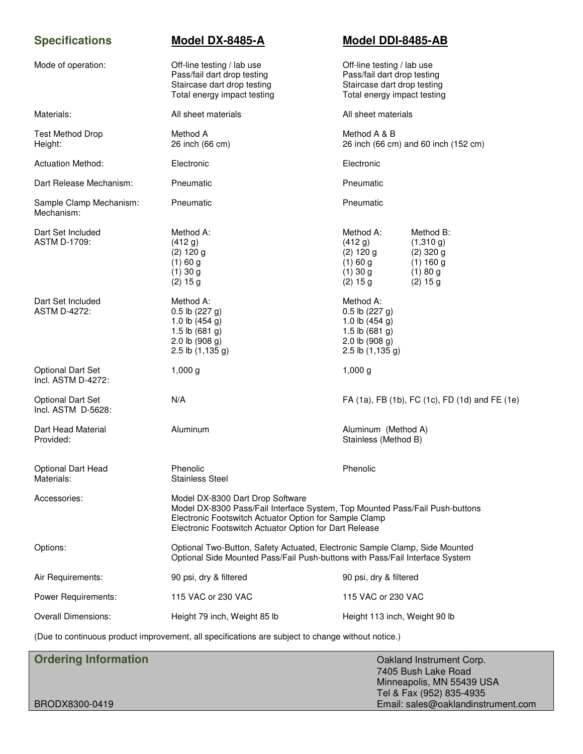| Specifications | Model DX-8485-A | Model DDI-8485-AB |
|---|---|---|
| Mode of operation: | Off-line testing / lab use<br>Pass/fail dart drop testing<br>Staircase dart drop testing<br>Total energy impact testing | Off-line testing / lab use<br>Pass/fail dart drop testing<br>Staircase dart drop testing<br>Total energy impact testing |
| Materials: | All sheet materials | All sheet materials |
| Test Method Drop Height: | Method A<br>26 inch (66 cm) | Method A & B<br>26 inch (66 cm) and 60 inch (152 cm) |
| Actuation Method: | Electronic | Electronic |
| Dart Release Mechanism: | Pneumatic | Pneumatic |
| Sample Clamp Mechanism: Mechanism: | Pneumatic | Pneumatic |
| Dart Set Included ASTM D-1709: | Method A:<br>(412 g)<br>(2) 120 g<br>(1) 60 g<br>(1) 30 g<br>(2) 15 g | Method A:<br>(412 g)<br>(2) 120 g<br>(1) 60 g<br>(1) 30 g<br>(2) 15 g<br><br>Method B:<br>(1,310 g)<br>(2) 320 g<br>(1) 160 g<br>(1) 80 g<br>(2) 15 g |
| Dart Set Included ASTM D-4272: | Method A:<br>0.5 lb (227 g)<br>1.0 lb (454 g)<br>1.5 lb (681 g)<br>2.0 lb (908 g)<br>2.5 lb (1,135 g) | Method A:<br>0.5 lb (227 g)<br>1.0 lb (454 g)<br>1.5 lb (681 g)<br>2.0 lb (908 g)<br>2.5 lb (1,135 g) |
| Optional Dart Set Incl. ASTM D-4272: | 1,000 g | 1,000 g |
| Optional Dart Set Incl. ASTM D-5628: | N/A | FA (1a), FB (1b), FC (1c), FD (1d) and FE (1e) |
| Dart Head Material Provided: | Aluminum | Aluminum (Method A)<br>Stainless (Method B) |
| Optional Dart Head Materials: | Phenolic<br>Stainless Steel | Phenolic |
| Accessories: | Model DX-8300 Dart Drop Software<br>Model DX-8300 Pass/Fail Interface System, Top Mounted Pass/Fail Push-buttons<br>Electronic Footswitch Actuator Option for Sample Clamp<br>Electronic Footswitch Actuator Option for Dart Release | |
| Options: | Optional Two-Button, Safety Actuated, Electronic Sample Clamp, Side Mounted<br>Optional Side Mounted Pass/Fail Push-buttons with Pass/Fail Interface System | |
| Air Requirements: | 90 psi, dry & filtered | 90 psi, dry & filtered |
| Power Requirements: | 115 VAC or 230 VAC | 115 VAC or 230 VAC |
| Overall Dimensions: | Height 79 inch, Weight 85 lb | Height 113 inch, Weight 90 lb |

(Due to continuous product improvement, all specifications are subject to change without notice.)

## Ordering Information

Oakland Instrument Corp.
7405 Bush Lake Road
Minneapolis, MN 55439 USA
Tel & Fax (952) 835-4935
Email: sales@oaklandinstrument.com

BRODX8300-0419